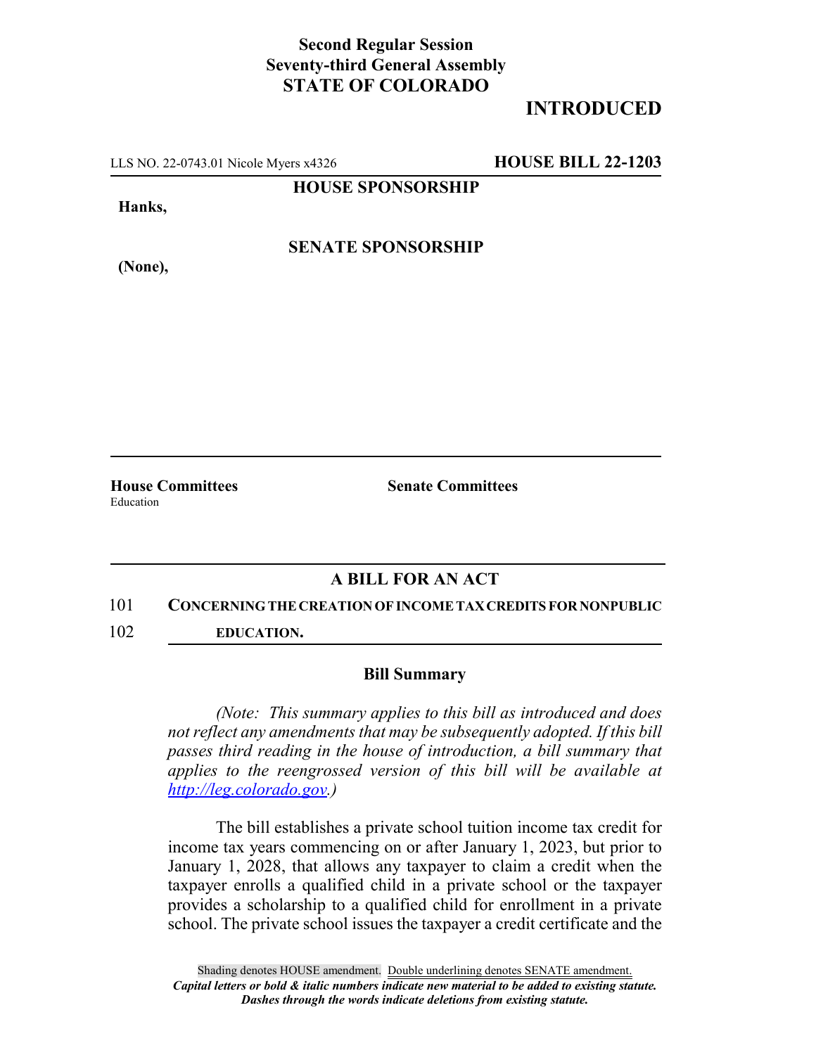**Second Regular Session**
**Seventy-third General Assembly**
**STATE OF COLORADO**

# INTRODUCED

LLS NO. 22-0743.01 Nicole Myers x4326 **HOUSE BILL 22-1203**

**HOUSE SPONSORSHIP**

**Hanks,**

**SENATE SPONSORSHIP**

**(None),**

**House Committees**
Education

**Senate Committees**

## A BILL FOR AN ACT

101 **CONCERNING THE CREATION OF INCOME TAX CREDITS FOR NONPUBLIC**
102 **EDUCATION.**

### Bill Summary

*(Note: This summary applies to this bill as introduced and does not reflect any amendments that may be subsequently adopted. If this bill passes third reading in the house of introduction, a bill summary that applies to the reengrossed version of this bill will be available at http://leg.colorado.gov.)*

The bill establishes a private school tuition income tax credit for income tax years commencing on or after January 1, 2023, but prior to January 1, 2028, that allows any taxpayer to claim a credit when the taxpayer enrolls a qualified child in a private school or the taxpayer provides a scholarship to a qualified child for enrollment in a private school. The private school issues the taxpayer a credit certificate and the

Shading denotes HOUSE amendment. Double underlining denotes SENATE amendment.
*Capital letters or bold & italic numbers indicate new material to be added to existing statute.*
*Dashes through the words indicate deletions from existing statute.*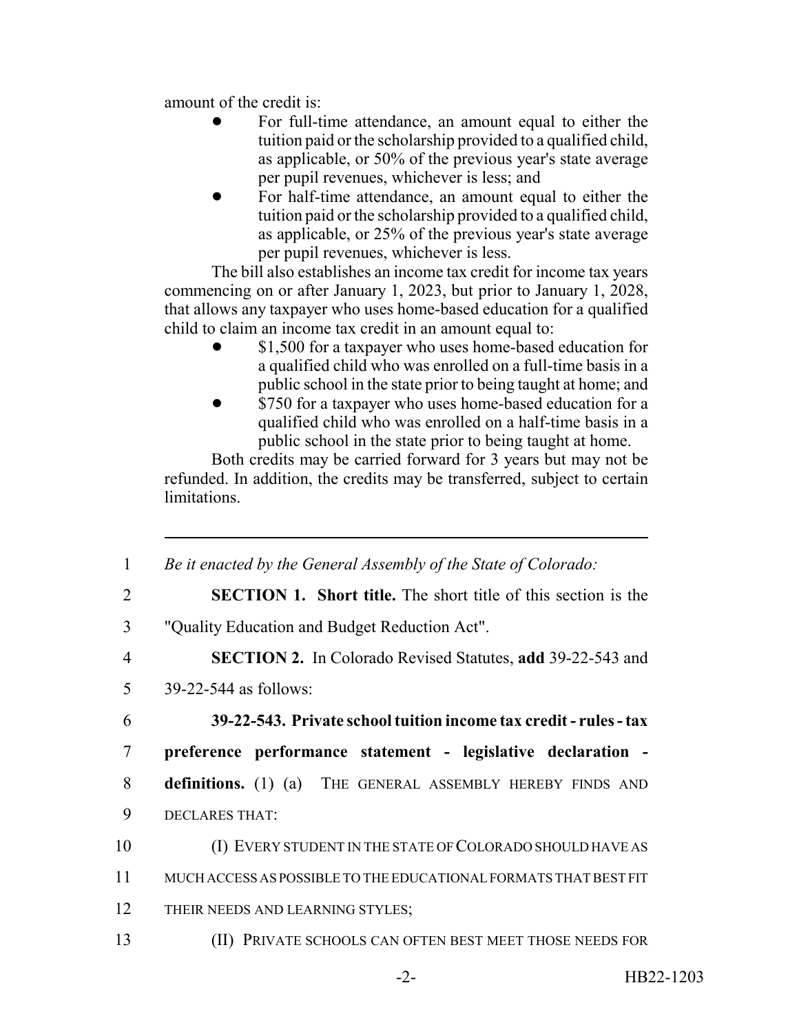amount of the credit is:

- For full-time attendance, an amount equal to either the tuition paid or the scholarship provided to a qualified child, as applicable, or 50% of the previous year's state average per pupil revenues, whichever is less; and
- For half-time attendance, an amount equal to either the tuition paid or the scholarship provided to a qualified child, as applicable, or 25% of the previous year's state average per pupil revenues, whichever is less.

The bill also establishes an income tax credit for income tax years commencing on or after January 1, 2023, but prior to January 1, 2028, that allows any taxpayer who uses home-based education for a qualified child to claim an income tax credit in an amount equal to:

- $1,500 for a taxpayer who uses home-based education for a qualified child who was enrolled on a full-time basis in a public school in the state prior to being taught at home; and
- $750 for a taxpayer who uses home-based education for a qualified child who was enrolled on a half-time basis in a public school in the state prior to being taught at home.

Both credits may be carried forward for 3 years but may not be refunded. In addition, the credits may be transferred, subject to certain limitations.

---

1 *Be it enacted by the General Assembly of the State of Colorado:*

2 **SECTION 1. Short title.** The short title of this section is the
3 "Quality Education and Budget Reduction Act".

4 **SECTION 2.** In Colorado Revised Statutes, **add** 39-22-543 and
5 39-22-544 as follows:

6 **39-22-543. Private school tuition income tax credit - rules - tax**
7 **preference performance statement - legislative declaration -**
8 **definitions.** (1) (a) THE GENERAL ASSEMBLY HEREBY FINDS AND
9 DECLARES THAT:

10 (I) EVERY STUDENT IN THE STATE OF COLORADO SHOULD HAVE AS
11 MUCH ACCESS AS POSSIBLE TO THE EDUCATIONAL FORMATS THAT BEST FIT
12 THEIR NEEDS AND LEARNING STYLES;

13 (II) PRIVATE SCHOOLS CAN OFTEN BEST MEET THOSE NEEDS FOR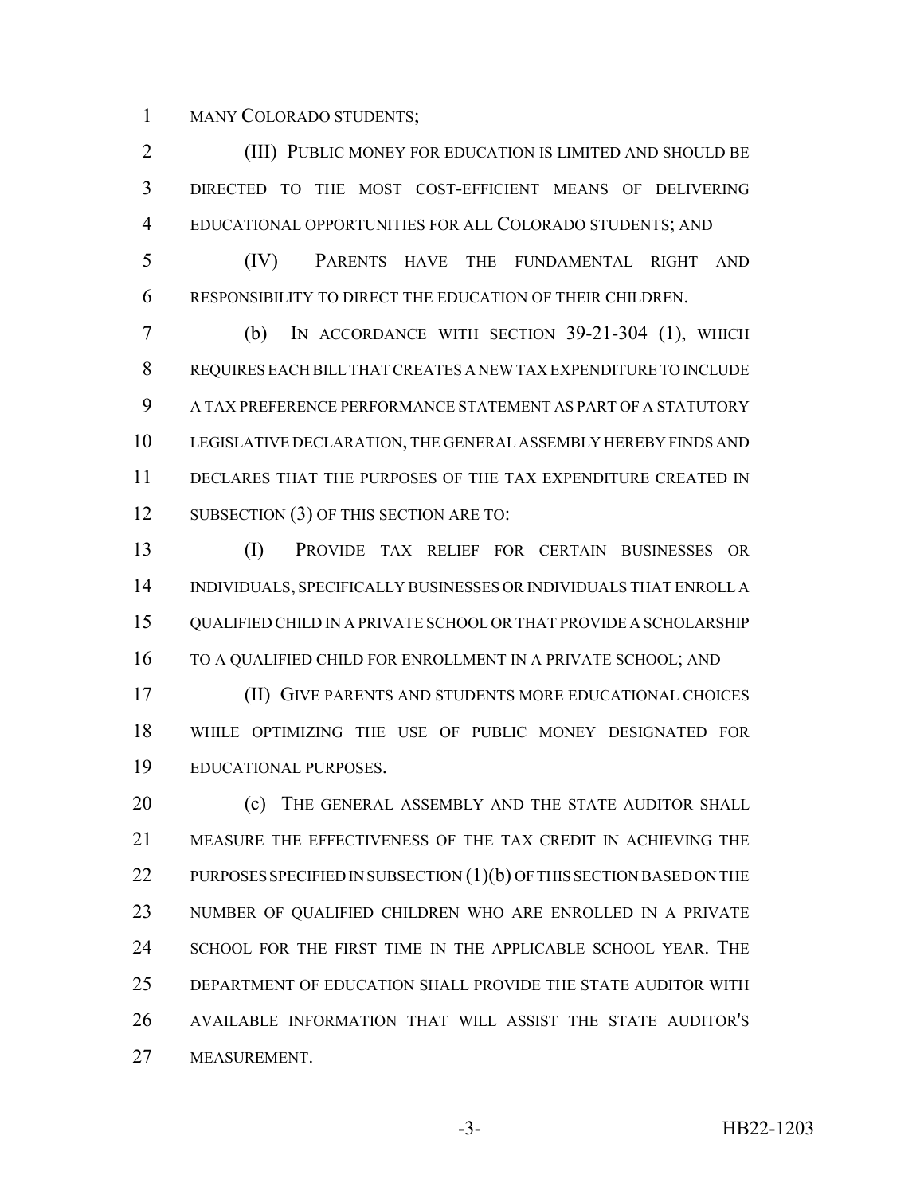MANY COLORADO STUDENTS;

(III) PUBLIC MONEY FOR EDUCATION IS LIMITED AND SHOULD BE DIRECTED TO THE MOST COST-EFFICIENT MEANS OF DELIVERING EDUCATIONAL OPPORTUNITIES FOR ALL COLORADO STUDENTS; AND

(IV) PARENTS HAVE THE FUNDAMENTAL RIGHT AND RESPONSIBILITY TO DIRECT THE EDUCATION OF THEIR CHILDREN.

(b) IN ACCORDANCE WITH SECTION 39-21-304 (1), WHICH REQUIRES EACH BILL THAT CREATES A NEW TAX EXPENDITURE TO INCLUDE A TAX PREFERENCE PERFORMANCE STATEMENT AS PART OF A STATUTORY LEGISLATIVE DECLARATION, THE GENERAL ASSEMBLY HEREBY FINDS AND DECLARES THAT THE PURPOSES OF THE TAX EXPENDITURE CREATED IN SUBSECTION (3) OF THIS SECTION ARE TO:

(I) PROVIDE TAX RELIEF FOR CERTAIN BUSINESSES OR INDIVIDUALS, SPECIFICALLY BUSINESSES OR INDIVIDUALS THAT ENROLL A QUALIFIED CHILD IN A PRIVATE SCHOOL OR THAT PROVIDE A SCHOLARSHIP TO A QUALIFIED CHILD FOR ENROLLMENT IN A PRIVATE SCHOOL; AND

(II) GIVE PARENTS AND STUDENTS MORE EDUCATIONAL CHOICES WHILE OPTIMIZING THE USE OF PUBLIC MONEY DESIGNATED FOR EDUCATIONAL PURPOSES.

(c) THE GENERAL ASSEMBLY AND THE STATE AUDITOR SHALL MEASURE THE EFFECTIVENESS OF THE TAX CREDIT IN ACHIEVING THE PURPOSES SPECIFIED IN SUBSECTION (1)(b) OF THIS SECTION BASED ON THE NUMBER OF QUALIFIED CHILDREN WHO ARE ENROLLED IN A PRIVATE SCHOOL FOR THE FIRST TIME IN THE APPLICABLE SCHOOL YEAR. THE DEPARTMENT OF EDUCATION SHALL PROVIDE THE STATE AUDITOR WITH AVAILABLE INFORMATION THAT WILL ASSIST THE STATE AUDITOR'S MEASUREMENT.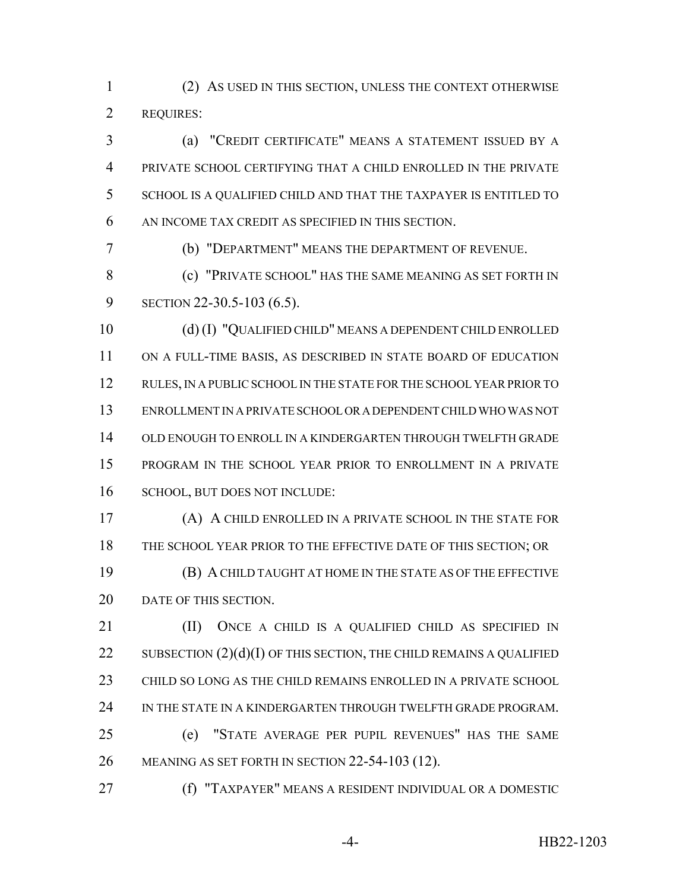(2) AS USED IN THIS SECTION, UNLESS THE CONTEXT OTHERWISE REQUIRES:

(a) "CREDIT CERTIFICATE" MEANS A STATEMENT ISSUED BY A PRIVATE SCHOOL CERTIFYING THAT A CHILD ENROLLED IN THE PRIVATE SCHOOL IS A QUALIFIED CHILD AND THAT THE TAXPAYER IS ENTITLED TO AN INCOME TAX CREDIT AS SPECIFIED IN THIS SECTION.

(b) "DEPARTMENT" MEANS THE DEPARTMENT OF REVENUE.

(c) "PRIVATE SCHOOL" HAS THE SAME MEANING AS SET FORTH IN SECTION 22-30.5-103 (6.5).

(d) (I) "QUALIFIED CHILD" MEANS A DEPENDENT CHILD ENROLLED ON A FULL-TIME BASIS, AS DESCRIBED IN STATE BOARD OF EDUCATION RULES, IN A PUBLIC SCHOOL IN THE STATE FOR THE SCHOOL YEAR PRIOR TO ENROLLMENT IN A PRIVATE SCHOOL OR A DEPENDENT CHILD WHO WAS NOT OLD ENOUGH TO ENROLL IN A KINDERGARTEN THROUGH TWELFTH GRADE PROGRAM IN THE SCHOOL YEAR PRIOR TO ENROLLMENT IN A PRIVATE SCHOOL, BUT DOES NOT INCLUDE:

(A) A CHILD ENROLLED IN A PRIVATE SCHOOL IN THE STATE FOR THE SCHOOL YEAR PRIOR TO THE EFFECTIVE DATE OF THIS SECTION; OR

(B) A CHILD TAUGHT AT HOME IN THE STATE AS OF THE EFFECTIVE DATE OF THIS SECTION.

(II) ONCE A CHILD IS A QUALIFIED CHILD AS SPECIFIED IN SUBSECTION (2)(d)(I) OF THIS SECTION, THE CHILD REMAINS A QUALIFIED CHILD SO LONG AS THE CHILD REMAINS ENROLLED IN A PRIVATE SCHOOL IN THE STATE IN A KINDERGARTEN THROUGH TWELFTH GRADE PROGRAM.

(e) "STATE AVERAGE PER PUPIL REVENUES" HAS THE SAME MEANING AS SET FORTH IN SECTION 22-54-103 (12).

(f) "TAXPAYER" MEANS A RESIDENT INDIVIDUAL OR A DOMESTIC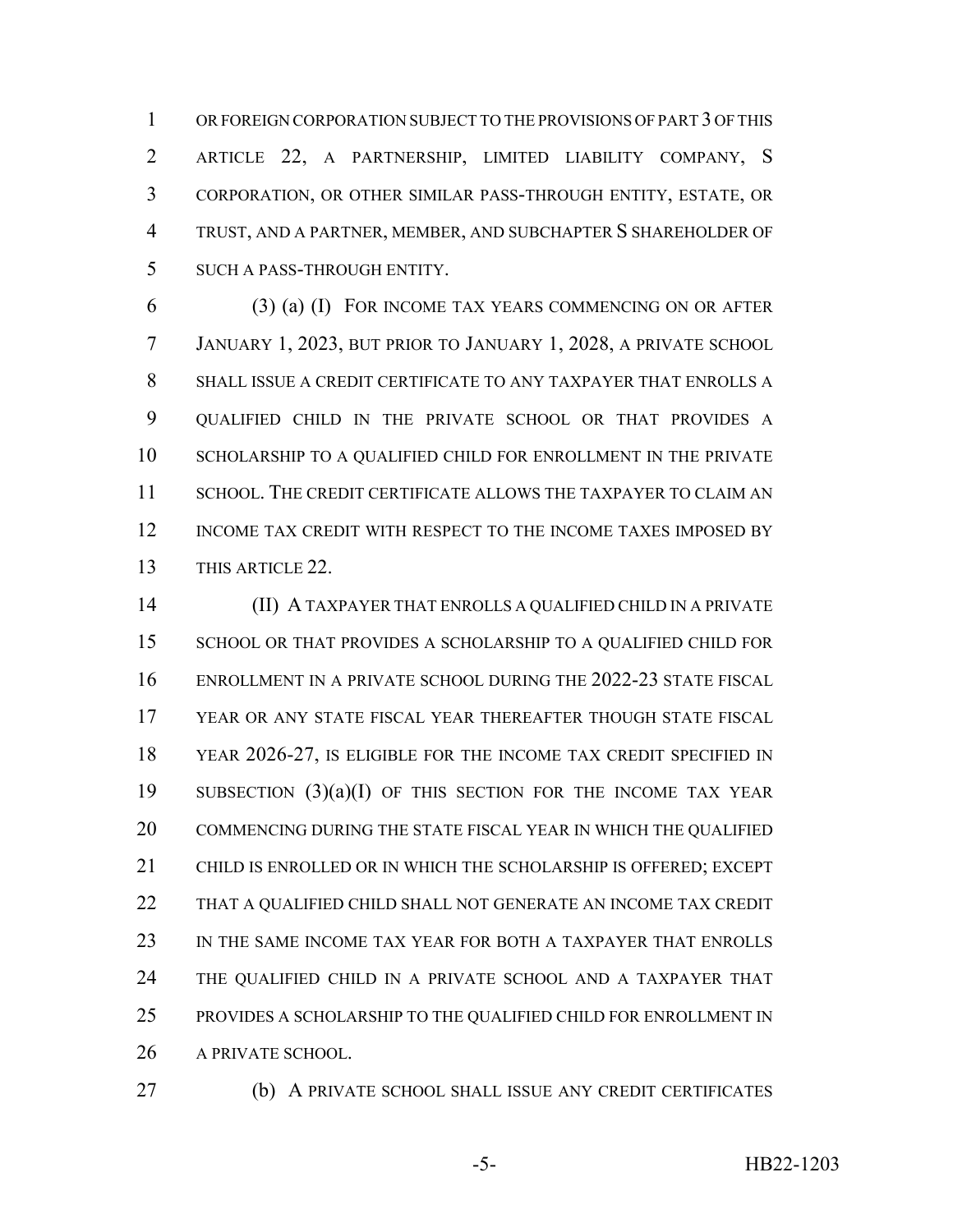OR FOREIGN CORPORATION SUBJECT TO THE PROVISIONS OF PART 3 OF THIS ARTICLE 22, A PARTNERSHIP, LIMITED LIABILITY COMPANY, S CORPORATION, OR OTHER SIMILAR PASS-THROUGH ENTITY, ESTATE, OR TRUST, AND A PARTNER, MEMBER, AND SUBCHAPTER S SHAREHOLDER OF SUCH A PASS-THROUGH ENTITY.

(3) (a) (I) FOR INCOME TAX YEARS COMMENCING ON OR AFTER JANUARY 1, 2023, BUT PRIOR TO JANUARY 1, 2028, A PRIVATE SCHOOL SHALL ISSUE A CREDIT CERTIFICATE TO ANY TAXPAYER THAT ENROLLS A QUALIFIED CHILD IN THE PRIVATE SCHOOL OR THAT PROVIDES A SCHOLARSHIP TO A QUALIFIED CHILD FOR ENROLLMENT IN THE PRIVATE SCHOOL. THE CREDIT CERTIFICATE ALLOWS THE TAXPAYER TO CLAIM AN INCOME TAX CREDIT WITH RESPECT TO THE INCOME TAXES IMPOSED BY THIS ARTICLE 22.

(II) A TAXPAYER THAT ENROLLS A QUALIFIED CHILD IN A PRIVATE SCHOOL OR THAT PROVIDES A SCHOLARSHIP TO A QUALIFIED CHILD FOR ENROLLMENT IN A PRIVATE SCHOOL DURING THE 2022-23 STATE FISCAL YEAR OR ANY STATE FISCAL YEAR THEREAFTER THOUGH STATE FISCAL YEAR 2026-27, IS ELIGIBLE FOR THE INCOME TAX CREDIT SPECIFIED IN SUBSECTION (3)(a)(I) OF THIS SECTION FOR THE INCOME TAX YEAR COMMENCING DURING THE STATE FISCAL YEAR IN WHICH THE QUALIFIED CHILD IS ENROLLED OR IN WHICH THE SCHOLARSHIP IS OFFERED; EXCEPT THAT A QUALIFIED CHILD SHALL NOT GENERATE AN INCOME TAX CREDIT IN THE SAME INCOME TAX YEAR FOR BOTH A TAXPAYER THAT ENROLLS THE QUALIFIED CHILD IN A PRIVATE SCHOOL AND A TAXPAYER THAT PROVIDES A SCHOLARSHIP TO THE QUALIFIED CHILD FOR ENROLLMENT IN A PRIVATE SCHOOL.

(b) A PRIVATE SCHOOL SHALL ISSUE ANY CREDIT CERTIFICATES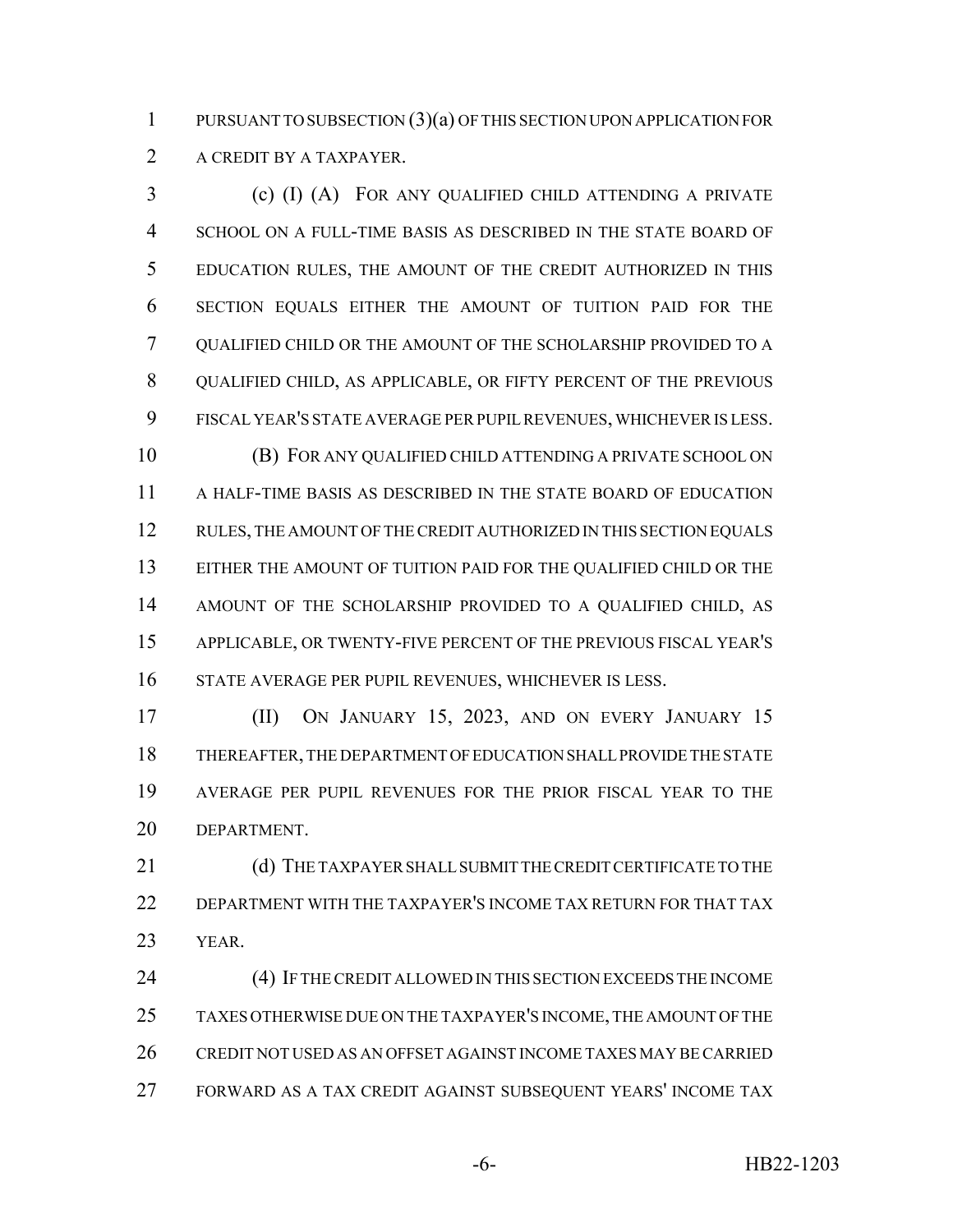PURSUANT TO SUBSECTION (3)(a) OF THIS SECTION UPON APPLICATION FOR A CREDIT BY A TAXPAYER.

(c) (I) (A) FOR ANY QUALIFIED CHILD ATTENDING A PRIVATE SCHOOL ON A FULL-TIME BASIS AS DESCRIBED IN THE STATE BOARD OF EDUCATION RULES, THE AMOUNT OF THE CREDIT AUTHORIZED IN THIS SECTION EQUALS EITHER THE AMOUNT OF TUITION PAID FOR THE QUALIFIED CHILD OR THE AMOUNT OF THE SCHOLARSHIP PROVIDED TO A QUALIFIED CHILD, AS APPLICABLE, OR FIFTY PERCENT OF THE PREVIOUS FISCAL YEAR'S STATE AVERAGE PER PUPIL REVENUES, WHICHEVER IS LESS.

(B) FOR ANY QUALIFIED CHILD ATTENDING A PRIVATE SCHOOL ON A HALF-TIME BASIS AS DESCRIBED IN THE STATE BOARD OF EDUCATION RULES, THE AMOUNT OF THE CREDIT AUTHORIZED IN THIS SECTION EQUALS EITHER THE AMOUNT OF TUITION PAID FOR THE QUALIFIED CHILD OR THE AMOUNT OF THE SCHOLARSHIP PROVIDED TO A QUALIFIED CHILD, AS APPLICABLE, OR TWENTY-FIVE PERCENT OF THE PREVIOUS FISCAL YEAR'S STATE AVERAGE PER PUPIL REVENUES, WHICHEVER IS LESS.

(II) ON JANUARY 15, 2023, AND ON EVERY JANUARY 15 THEREAFTER, THE DEPARTMENT OF EDUCATION SHALL PROVIDE THE STATE AVERAGE PER PUPIL REVENUES FOR THE PRIOR FISCAL YEAR TO THE DEPARTMENT.

(d) THE TAXPAYER SHALL SUBMIT THE CREDIT CERTIFICATE TO THE DEPARTMENT WITH THE TAXPAYER'S INCOME TAX RETURN FOR THAT TAX YEAR.

(4) IF THE CREDIT ALLOWED IN THIS SECTION EXCEEDS THE INCOME TAXES OTHERWISE DUE ON THE TAXPAYER'S INCOME, THE AMOUNT OF THE CREDIT NOT USED AS AN OFFSET AGAINST INCOME TAXES MAY BE CARRIED FORWARD AS A TAX CREDIT AGAINST SUBSEQUENT YEARS' INCOME TAX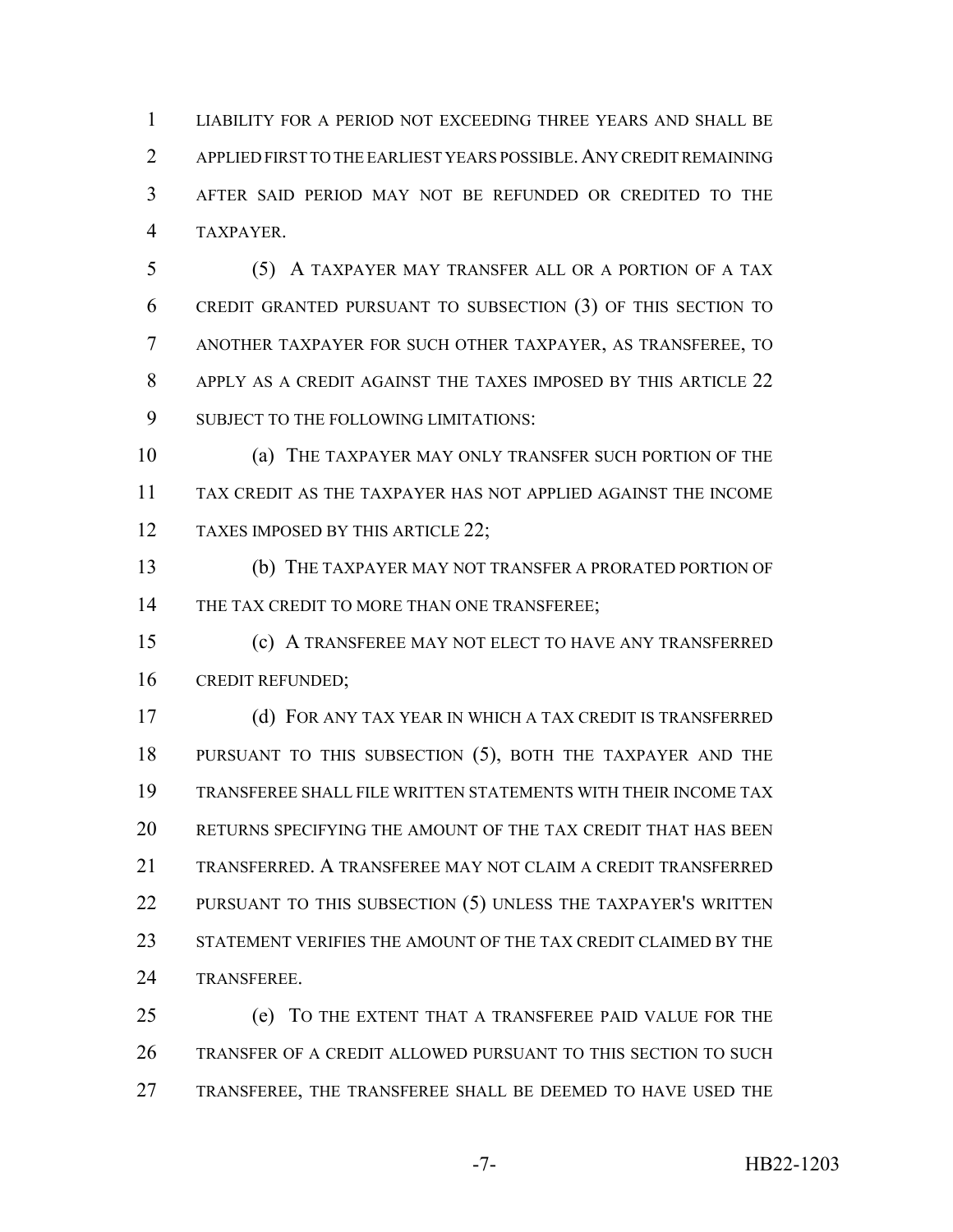LIABILITY FOR A PERIOD NOT EXCEEDING THREE YEARS AND SHALL BE APPLIED FIRST TO THE EARLIEST YEARS POSSIBLE. ANY CREDIT REMAINING AFTER SAID PERIOD MAY NOT BE REFUNDED OR CREDITED TO THE TAXPAYER.

(5) A TAXPAYER MAY TRANSFER ALL OR A PORTION OF A TAX CREDIT GRANTED PURSUANT TO SUBSECTION (3) OF THIS SECTION TO ANOTHER TAXPAYER FOR SUCH OTHER TAXPAYER, AS TRANSFEREE, TO APPLY AS A CREDIT AGAINST THE TAXES IMPOSED BY THIS ARTICLE 22 SUBJECT TO THE FOLLOWING LIMITATIONS:

(a) THE TAXPAYER MAY ONLY TRANSFER SUCH PORTION OF THE TAX CREDIT AS THE TAXPAYER HAS NOT APPLIED AGAINST THE INCOME TAXES IMPOSED BY THIS ARTICLE 22;

(b) THE TAXPAYER MAY NOT TRANSFER A PRORATED PORTION OF THE TAX CREDIT TO MORE THAN ONE TRANSFEREE;

(c) A TRANSFEREE MAY NOT ELECT TO HAVE ANY TRANSFERRED CREDIT REFUNDED;

(d) FOR ANY TAX YEAR IN WHICH A TAX CREDIT IS TRANSFERRED PURSUANT TO THIS SUBSECTION (5), BOTH THE TAXPAYER AND THE TRANSFEREE SHALL FILE WRITTEN STATEMENTS WITH THEIR INCOME TAX RETURNS SPECIFYING THE AMOUNT OF THE TAX CREDIT THAT HAS BEEN TRANSFERRED. A TRANSFEREE MAY NOT CLAIM A CREDIT TRANSFERRED PURSUANT TO THIS SUBSECTION (5) UNLESS THE TAXPAYER'S WRITTEN STATEMENT VERIFIES THE AMOUNT OF THE TAX CREDIT CLAIMED BY THE TRANSFEREE.

(e) TO THE EXTENT THAT A TRANSFEREE PAID VALUE FOR THE TRANSFER OF A CREDIT ALLOWED PURSUANT TO THIS SECTION TO SUCH TRANSFEREE, THE TRANSFEREE SHALL BE DEEMED TO HAVE USED THE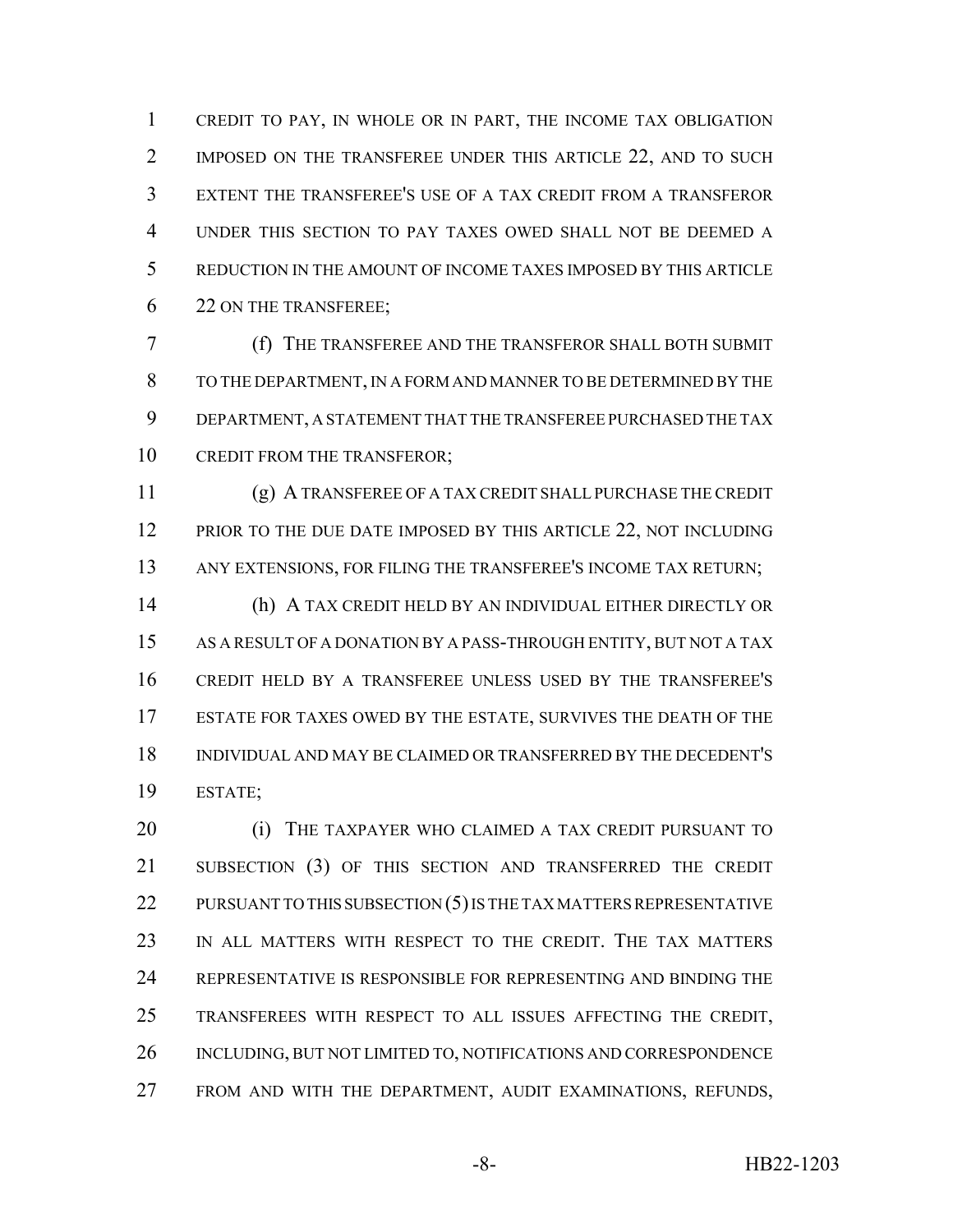CREDIT TO PAY, IN WHOLE OR IN PART, THE INCOME TAX OBLIGATION IMPOSED ON THE TRANSFEREE UNDER THIS ARTICLE 22, AND TO SUCH EXTENT THE TRANSFEREE'S USE OF A TAX CREDIT FROM A TRANSFEROR UNDER THIS SECTION TO PAY TAXES OWED SHALL NOT BE DEEMED A REDUCTION IN THE AMOUNT OF INCOME TAXES IMPOSED BY THIS ARTICLE 22 ON THE TRANSFEREE;

(f) THE TRANSFEREE AND THE TRANSFEROR SHALL BOTH SUBMIT TO THE DEPARTMENT, IN A FORM AND MANNER TO BE DETERMINED BY THE DEPARTMENT, A STATEMENT THAT THE TRANSFEREE PURCHASED THE TAX CREDIT FROM THE TRANSFEROR;

(g) A TRANSFEREE OF A TAX CREDIT SHALL PURCHASE THE CREDIT PRIOR TO THE DUE DATE IMPOSED BY THIS ARTICLE 22, NOT INCLUDING ANY EXTENSIONS, FOR FILING THE TRANSFEREE'S INCOME TAX RETURN;

(h) A TAX CREDIT HELD BY AN INDIVIDUAL EITHER DIRECTLY OR AS A RESULT OF A DONATION BY A PASS-THROUGH ENTITY, BUT NOT A TAX CREDIT HELD BY A TRANSFEREE UNLESS USED BY THE TRANSFEREE'S ESTATE FOR TAXES OWED BY THE ESTATE, SURVIVES THE DEATH OF THE INDIVIDUAL AND MAY BE CLAIMED OR TRANSFERRED BY THE DECEDENT'S ESTATE;

(i) THE TAXPAYER WHO CLAIMED A TAX CREDIT PURSUANT TO SUBSECTION (3) OF THIS SECTION AND TRANSFERRED THE CREDIT PURSUANT TO THIS SUBSECTION (5) IS THE TAX MATTERS REPRESENTATIVE IN ALL MATTERS WITH RESPECT TO THE CREDIT. THE TAX MATTERS REPRESENTATIVE IS RESPONSIBLE FOR REPRESENTING AND BINDING THE TRANSFEREES WITH RESPECT TO ALL ISSUES AFFECTING THE CREDIT, INCLUDING, BUT NOT LIMITED TO, NOTIFICATIONS AND CORRESPONDENCE FROM AND WITH THE DEPARTMENT, AUDIT EXAMINATIONS, REFUNDS,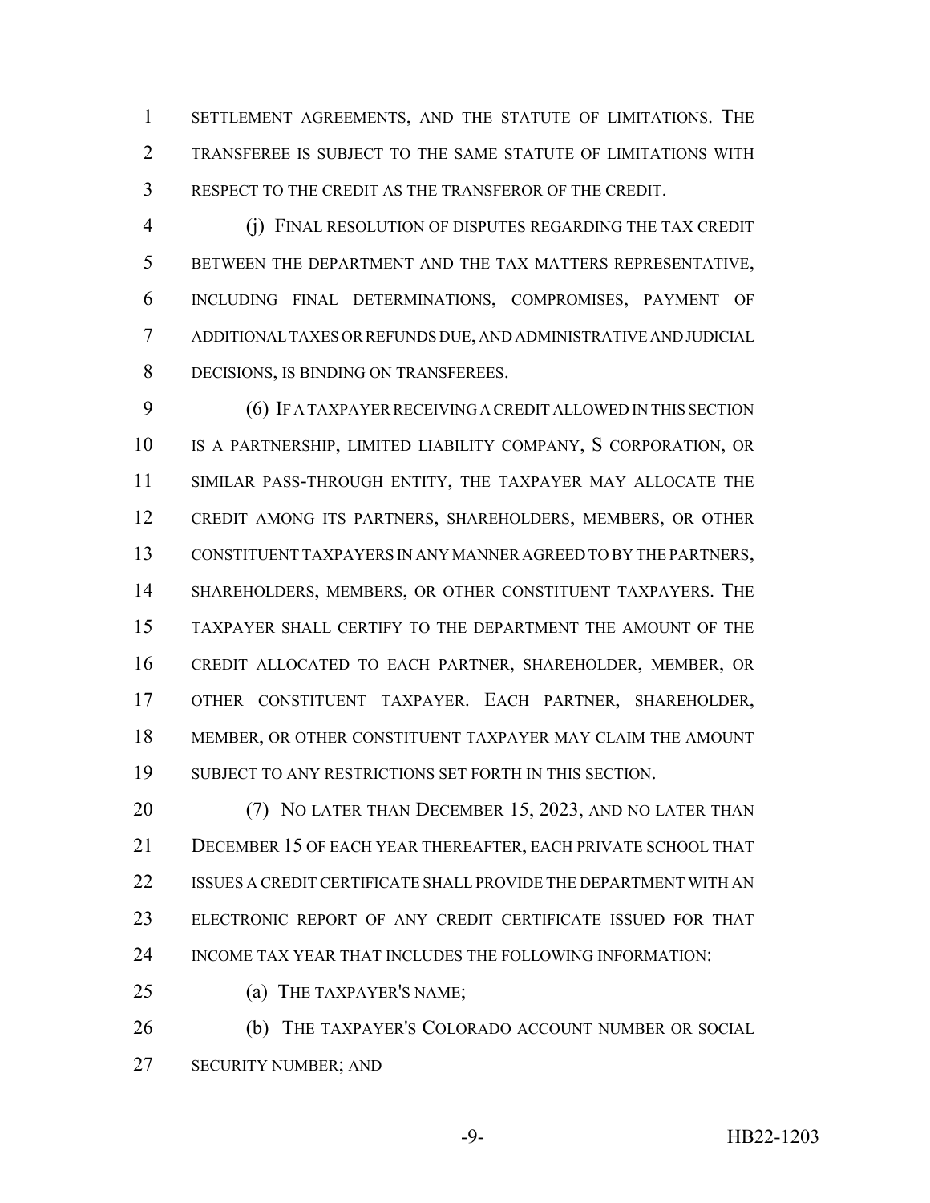SETTLEMENT AGREEMENTS, AND THE STATUTE OF LIMITATIONS. THE TRANSFEREE IS SUBJECT TO THE SAME STATUTE OF LIMITATIONS WITH RESPECT TO THE CREDIT AS THE TRANSFEROR OF THE CREDIT.

(j) FINAL RESOLUTION OF DISPUTES REGARDING THE TAX CREDIT BETWEEN THE DEPARTMENT AND THE TAX MATTERS REPRESENTATIVE, INCLUDING FINAL DETERMINATIONS, COMPROMISES, PAYMENT OF ADDITIONAL TAXES OR REFUNDS DUE, AND ADMINISTRATIVE AND JUDICIAL DECISIONS, IS BINDING ON TRANSFEREES.

(6) IF A TAXPAYER RECEIVING A CREDIT ALLOWED IN THIS SECTION IS A PARTNERSHIP, LIMITED LIABILITY COMPANY, S CORPORATION, OR SIMILAR PASS-THROUGH ENTITY, THE TAXPAYER MAY ALLOCATE THE CREDIT AMONG ITS PARTNERS, SHAREHOLDERS, MEMBERS, OR OTHER CONSTITUENT TAXPAYERS IN ANY MANNER AGREED TO BY THE PARTNERS, SHAREHOLDERS, MEMBERS, OR OTHER CONSTITUENT TAXPAYERS. THE TAXPAYER SHALL CERTIFY TO THE DEPARTMENT THE AMOUNT OF THE CREDIT ALLOCATED TO EACH PARTNER, SHAREHOLDER, MEMBER, OR OTHER CONSTITUENT TAXPAYER. EACH PARTNER, SHAREHOLDER, MEMBER, OR OTHER CONSTITUENT TAXPAYER MAY CLAIM THE AMOUNT SUBJECT TO ANY RESTRICTIONS SET FORTH IN THIS SECTION.

(7) NO LATER THAN DECEMBER 15, 2023, AND NO LATER THAN DECEMBER 15 OF EACH YEAR THEREAFTER, EACH PRIVATE SCHOOL THAT ISSUES A CREDIT CERTIFICATE SHALL PROVIDE THE DEPARTMENT WITH AN ELECTRONIC REPORT OF ANY CREDIT CERTIFICATE ISSUED FOR THAT INCOME TAX YEAR THAT INCLUDES THE FOLLOWING INFORMATION:

(a) THE TAXPAYER'S NAME;

(b) THE TAXPAYER'S COLORADO ACCOUNT NUMBER OR SOCIAL SECURITY NUMBER; AND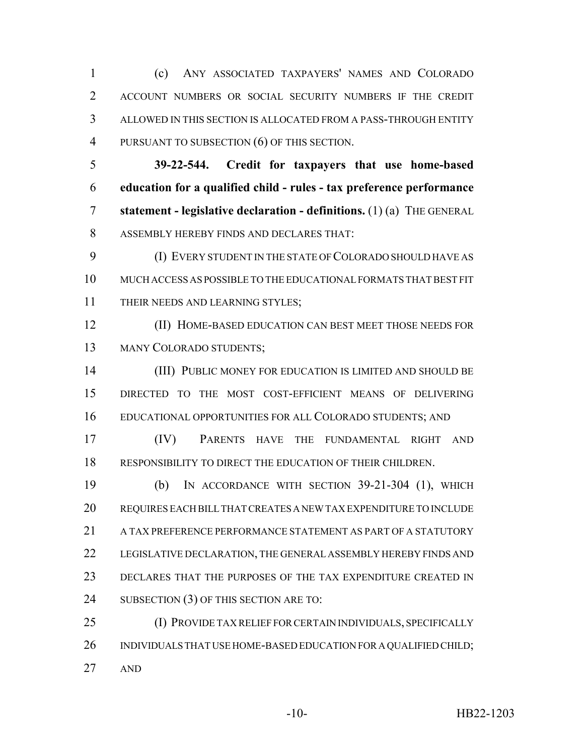(c) ANY ASSOCIATED TAXPAYERS' NAMES AND COLORADO ACCOUNT NUMBERS OR SOCIAL SECURITY NUMBERS IF THE CREDIT ALLOWED IN THIS SECTION IS ALLOCATED FROM A PASS-THROUGH ENTITY PURSUANT TO SUBSECTION (6) OF THIS SECTION.

**39-22-544. Credit for taxpayers that use home-based education for a qualified child - rules - tax preference performance statement - legislative declaration - definitions.** (1) (a) THE GENERAL ASSEMBLY HEREBY FINDS AND DECLARES THAT:

(I) EVERY STUDENT IN THE STATE OF COLORADO SHOULD HAVE AS MUCH ACCESS AS POSSIBLE TO THE EDUCATIONAL FORMATS THAT BEST FIT THEIR NEEDS AND LEARNING STYLES;

(II) HOME-BASED EDUCATION CAN BEST MEET THOSE NEEDS FOR MANY COLORADO STUDENTS;

(III) PUBLIC MONEY FOR EDUCATION IS LIMITED AND SHOULD BE DIRECTED TO THE MOST COST-EFFICIENT MEANS OF DELIVERING EDUCATIONAL OPPORTUNITIES FOR ALL COLORADO STUDENTS; AND

(IV) PARENTS HAVE THE FUNDAMENTAL RIGHT AND RESPONSIBILITY TO DIRECT THE EDUCATION OF THEIR CHILDREN.

(b) IN ACCORDANCE WITH SECTION 39-21-304 (1), WHICH REQUIRES EACH BILL THAT CREATES A NEW TAX EXPENDITURE TO INCLUDE A TAX PREFERENCE PERFORMANCE STATEMENT AS PART OF A STATUTORY LEGISLATIVE DECLARATION, THE GENERAL ASSEMBLY HEREBY FINDS AND DECLARES THAT THE PURPOSES OF THE TAX EXPENDITURE CREATED IN SUBSECTION (3) OF THIS SECTION ARE TO:

(I) PROVIDE TAX RELIEF FOR CERTAIN INDIVIDUALS, SPECIFICALLY INDIVIDUALS THAT USE HOME-BASED EDUCATION FOR A QUALIFIED CHILD; AND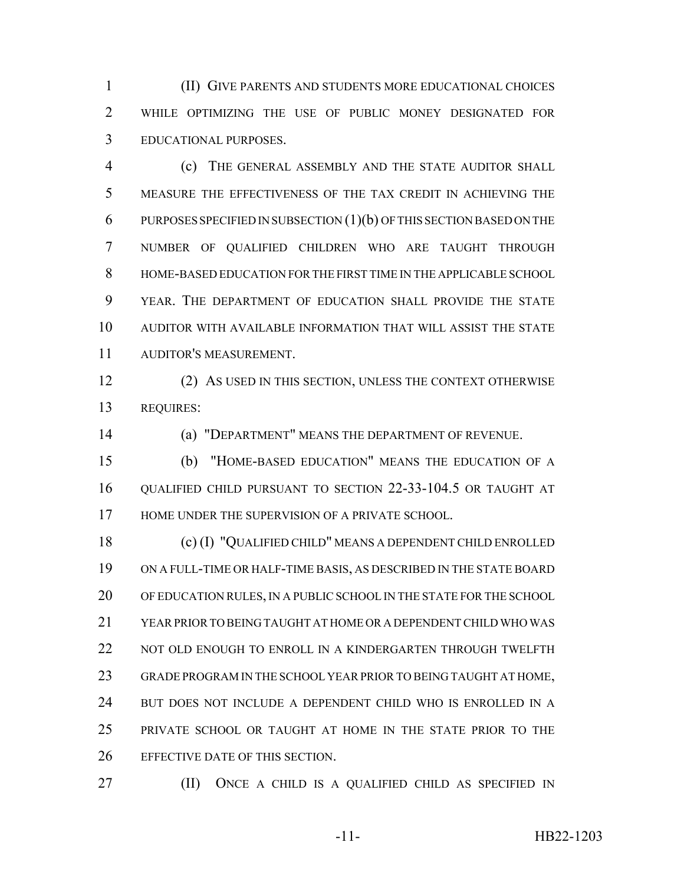(II) GIVE PARENTS AND STUDENTS MORE EDUCATIONAL CHOICES WHILE OPTIMIZING THE USE OF PUBLIC MONEY DESIGNATED FOR EDUCATIONAL PURPOSES.

(c) THE GENERAL ASSEMBLY AND THE STATE AUDITOR SHALL MEASURE THE EFFECTIVENESS OF THE TAX CREDIT IN ACHIEVING THE PURPOSES SPECIFIED IN SUBSECTION (1)(b) OF THIS SECTION BASED ON THE NUMBER OF QUALIFIED CHILDREN WHO ARE TAUGHT THROUGH HOME-BASED EDUCATION FOR THE FIRST TIME IN THE APPLICABLE SCHOOL YEAR. THE DEPARTMENT OF EDUCATION SHALL PROVIDE THE STATE AUDITOR WITH AVAILABLE INFORMATION THAT WILL ASSIST THE STATE AUDITOR'S MEASUREMENT.

(2) AS USED IN THIS SECTION, UNLESS THE CONTEXT OTHERWISE REQUIRES:

(a) "DEPARTMENT" MEANS THE DEPARTMENT OF REVENUE.

(b) "HOME-BASED EDUCATION" MEANS THE EDUCATION OF A QUALIFIED CHILD PURSUANT TO SECTION 22-33-104.5 OR TAUGHT AT HOME UNDER THE SUPERVISION OF A PRIVATE SCHOOL.

(c) (I) "QUALIFIED CHILD" MEANS A DEPENDENT CHILD ENROLLED ON A FULL-TIME OR HALF-TIME BASIS, AS DESCRIBED IN THE STATE BOARD OF EDUCATION RULES, IN A PUBLIC SCHOOL IN THE STATE FOR THE SCHOOL YEAR PRIOR TO BEING TAUGHT AT HOME OR A DEPENDENT CHILD WHO WAS NOT OLD ENOUGH TO ENROLL IN A KINDERGARTEN THROUGH TWELFTH GRADE PROGRAM IN THE SCHOOL YEAR PRIOR TO BEING TAUGHT AT HOME, BUT DOES NOT INCLUDE A DEPENDENT CHILD WHO IS ENROLLED IN A PRIVATE SCHOOL OR TAUGHT AT HOME IN THE STATE PRIOR TO THE EFFECTIVE DATE OF THIS SECTION.

(II) ONCE A CHILD IS A QUALIFIED CHILD AS SPECIFIED IN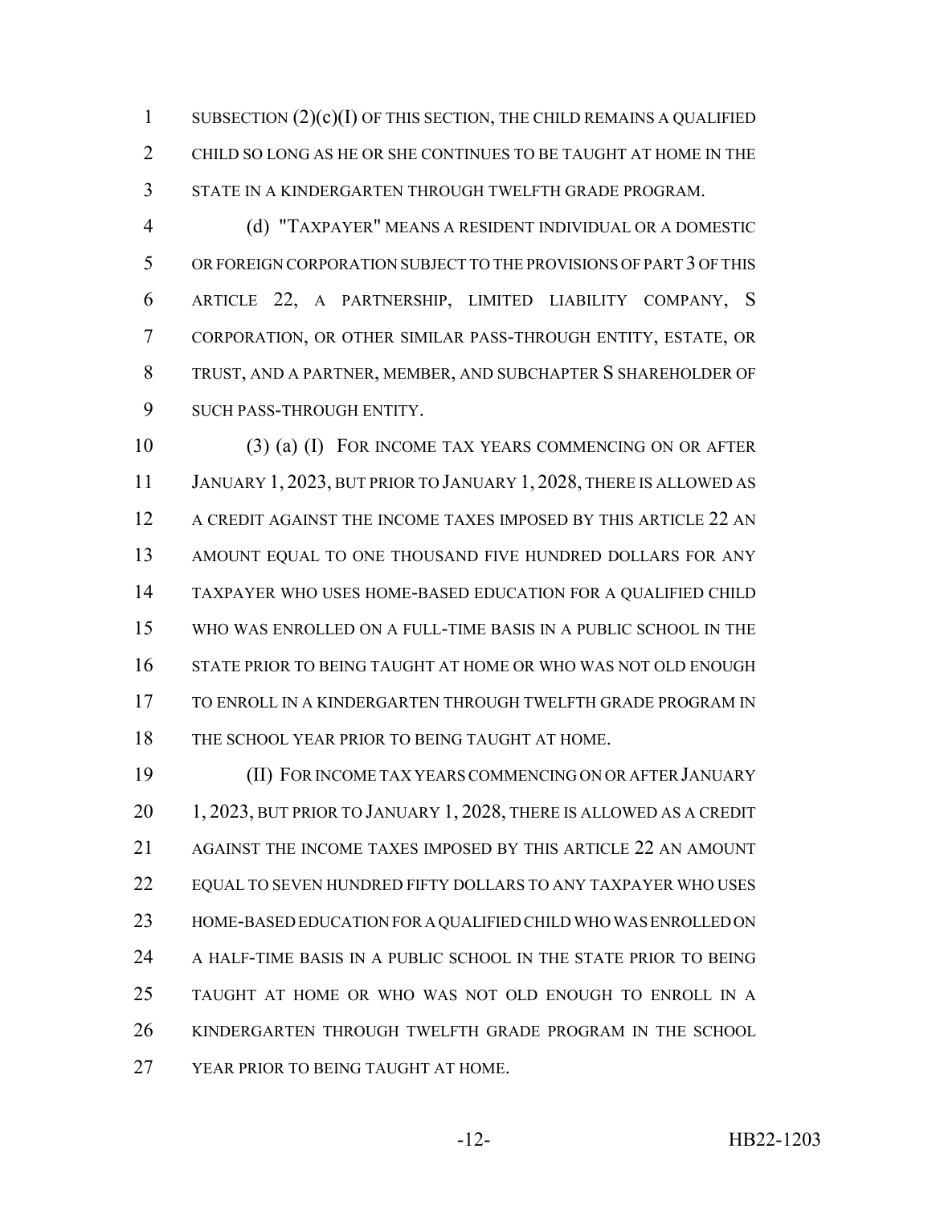SUBSECTION (2)(c)(I) OF THIS SECTION, THE CHILD REMAINS A QUALIFIED CHILD SO LONG AS HE OR SHE CONTINUES TO BE TAUGHT AT HOME IN THE STATE IN A KINDERGARTEN THROUGH TWELFTH GRADE PROGRAM.

(d) "TAXPAYER" MEANS A RESIDENT INDIVIDUAL OR A DOMESTIC OR FOREIGN CORPORATION SUBJECT TO THE PROVISIONS OF PART 3 OF THIS ARTICLE 22, A PARTNERSHIP, LIMITED LIABILITY COMPANY, S CORPORATION, OR OTHER SIMILAR PASS-THROUGH ENTITY, ESTATE, OR TRUST, AND A PARTNER, MEMBER, AND SUBCHAPTER S SHAREHOLDER OF SUCH PASS-THROUGH ENTITY.

(3) (a) (I) FOR INCOME TAX YEARS COMMENCING ON OR AFTER JANUARY 1, 2023, BUT PRIOR TO JANUARY 1, 2028, THERE IS ALLOWED AS A CREDIT AGAINST THE INCOME TAXES IMPOSED BY THIS ARTICLE 22 AN AMOUNT EQUAL TO ONE THOUSAND FIVE HUNDRED DOLLARS FOR ANY TAXPAYER WHO USES HOME-BASED EDUCATION FOR A QUALIFIED CHILD WHO WAS ENROLLED ON A FULL-TIME BASIS IN A PUBLIC SCHOOL IN THE STATE PRIOR TO BEING TAUGHT AT HOME OR WHO WAS NOT OLD ENOUGH TO ENROLL IN A KINDERGARTEN THROUGH TWELFTH GRADE PROGRAM IN THE SCHOOL YEAR PRIOR TO BEING TAUGHT AT HOME.

(II) FOR INCOME TAX YEARS COMMENCING ON OR AFTER JANUARY 1, 2023, BUT PRIOR TO JANUARY 1, 2028, THERE IS ALLOWED AS A CREDIT AGAINST THE INCOME TAXES IMPOSED BY THIS ARTICLE 22 AN AMOUNT EQUAL TO SEVEN HUNDRED FIFTY DOLLARS TO ANY TAXPAYER WHO USES HOME-BASED EDUCATION FOR A QUALIFIED CHILD WHO WAS ENROLLED ON A HALF-TIME BASIS IN A PUBLIC SCHOOL IN THE STATE PRIOR TO BEING TAUGHT AT HOME OR WHO WAS NOT OLD ENOUGH TO ENROLL IN A KINDERGARTEN THROUGH TWELFTH GRADE PROGRAM IN THE SCHOOL YEAR PRIOR TO BEING TAUGHT AT HOME.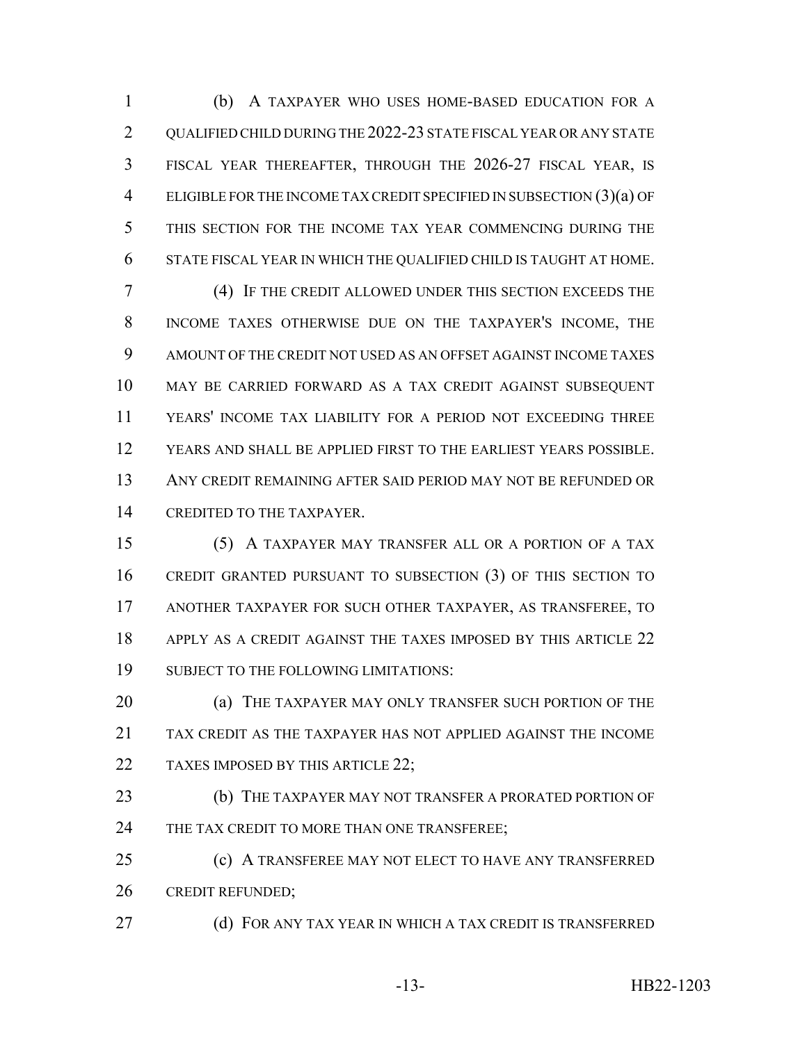(b) A TAXPAYER WHO USES HOME-BASED EDUCATION FOR A QUALIFIED CHILD DURING THE 2022-23 STATE FISCAL YEAR OR ANY STATE FISCAL YEAR THEREAFTER, THROUGH THE 2026-27 FISCAL YEAR, IS ELIGIBLE FOR THE INCOME TAX CREDIT SPECIFIED IN SUBSECTION (3)(a) OF THIS SECTION FOR THE INCOME TAX YEAR COMMENCING DURING THE STATE FISCAL YEAR IN WHICH THE QUALIFIED CHILD IS TAUGHT AT HOME.

(4) IF THE CREDIT ALLOWED UNDER THIS SECTION EXCEEDS THE INCOME TAXES OTHERWISE DUE ON THE TAXPAYER'S INCOME, THE AMOUNT OF THE CREDIT NOT USED AS AN OFFSET AGAINST INCOME TAXES MAY BE CARRIED FORWARD AS A TAX CREDIT AGAINST SUBSEQUENT YEARS' INCOME TAX LIABILITY FOR A PERIOD NOT EXCEEDING THREE YEARS AND SHALL BE APPLIED FIRST TO THE EARLIEST YEARS POSSIBLE. ANY CREDIT REMAINING AFTER SAID PERIOD MAY NOT BE REFUNDED OR CREDITED TO THE TAXPAYER.

(5) A TAXPAYER MAY TRANSFER ALL OR A PORTION OF A TAX CREDIT GRANTED PURSUANT TO SUBSECTION (3) OF THIS SECTION TO ANOTHER TAXPAYER FOR SUCH OTHER TAXPAYER, AS TRANSFEREE, TO APPLY AS A CREDIT AGAINST THE TAXES IMPOSED BY THIS ARTICLE 22 SUBJECT TO THE FOLLOWING LIMITATIONS:

(a) THE TAXPAYER MAY ONLY TRANSFER SUCH PORTION OF THE TAX CREDIT AS THE TAXPAYER HAS NOT APPLIED AGAINST THE INCOME TAXES IMPOSED BY THIS ARTICLE 22;

(b) THE TAXPAYER MAY NOT TRANSFER A PRORATED PORTION OF THE TAX CREDIT TO MORE THAN ONE TRANSFEREE;

(c) A TRANSFEREE MAY NOT ELECT TO HAVE ANY TRANSFERRED CREDIT REFUNDED;

(d) FOR ANY TAX YEAR IN WHICH A TAX CREDIT IS TRANSFERRED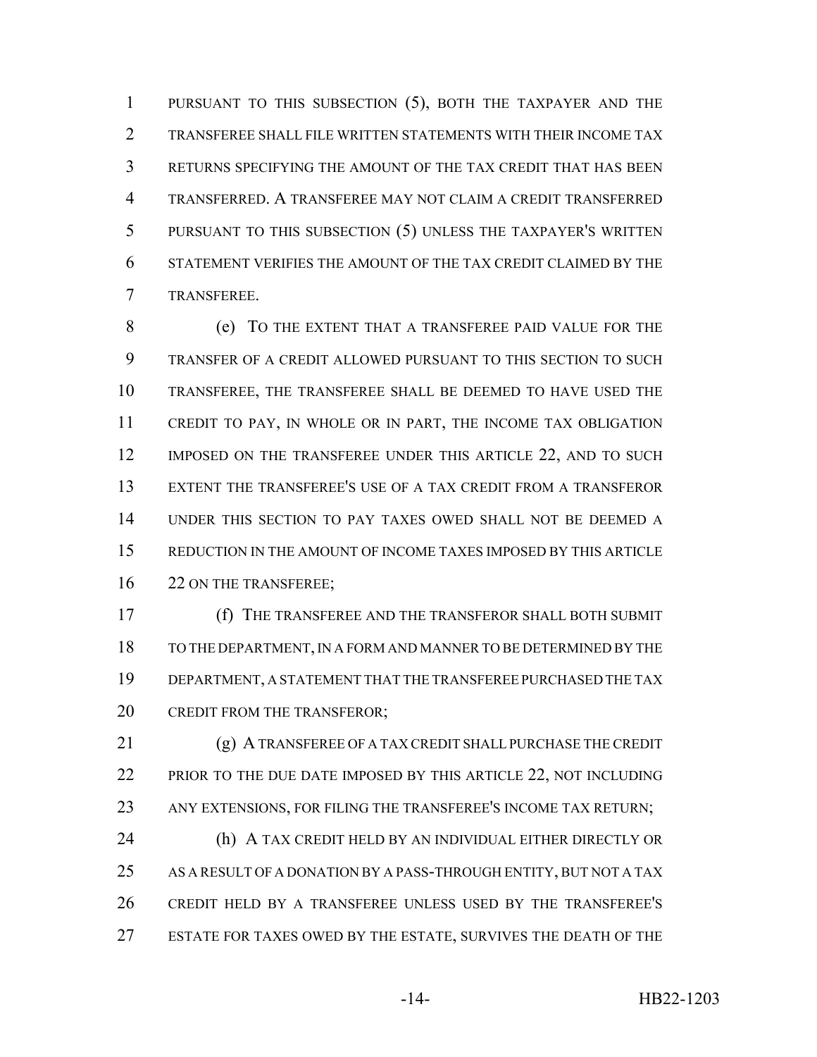PURSUANT TO THIS SUBSECTION (5), BOTH THE TAXPAYER AND THE TRANSFEREE SHALL FILE WRITTEN STATEMENTS WITH THEIR INCOME TAX RETURNS SPECIFYING THE AMOUNT OF THE TAX CREDIT THAT HAS BEEN TRANSFERRED. A TRANSFEREE MAY NOT CLAIM A CREDIT TRANSFERRED PURSUANT TO THIS SUBSECTION (5) UNLESS THE TAXPAYER'S WRITTEN STATEMENT VERIFIES THE AMOUNT OF THE TAX CREDIT CLAIMED BY THE TRANSFEREE.

(e) TO THE EXTENT THAT A TRANSFEREE PAID VALUE FOR THE TRANSFER OF A CREDIT ALLOWED PURSUANT TO THIS SECTION TO SUCH TRANSFEREE, THE TRANSFEREE SHALL BE DEEMED TO HAVE USED THE CREDIT TO PAY, IN WHOLE OR IN PART, THE INCOME TAX OBLIGATION IMPOSED ON THE TRANSFEREE UNDER THIS ARTICLE 22, AND TO SUCH EXTENT THE TRANSFEREE'S USE OF A TAX CREDIT FROM A TRANSFEROR UNDER THIS SECTION TO PAY TAXES OWED SHALL NOT BE DEEMED A REDUCTION IN THE AMOUNT OF INCOME TAXES IMPOSED BY THIS ARTICLE 22 ON THE TRANSFEREE;

(f) THE TRANSFEREE AND THE TRANSFEROR SHALL BOTH SUBMIT TO THE DEPARTMENT, IN A FORM AND MANNER TO BE DETERMINED BY THE DEPARTMENT, A STATEMENT THAT THE TRANSFEREE PURCHASED THE TAX CREDIT FROM THE TRANSFEROR;

(g) A TRANSFEREE OF A TAX CREDIT SHALL PURCHASE THE CREDIT PRIOR TO THE DUE DATE IMPOSED BY THIS ARTICLE 22, NOT INCLUDING ANY EXTENSIONS, FOR FILING THE TRANSFEREE'S INCOME TAX RETURN;

(h) A TAX CREDIT HELD BY AN INDIVIDUAL EITHER DIRECTLY OR AS A RESULT OF A DONATION BY A PASS-THROUGH ENTITY, BUT NOT A TAX CREDIT HELD BY A TRANSFEREE UNLESS USED BY THE TRANSFEREE'S ESTATE FOR TAXES OWED BY THE ESTATE, SURVIVES THE DEATH OF THE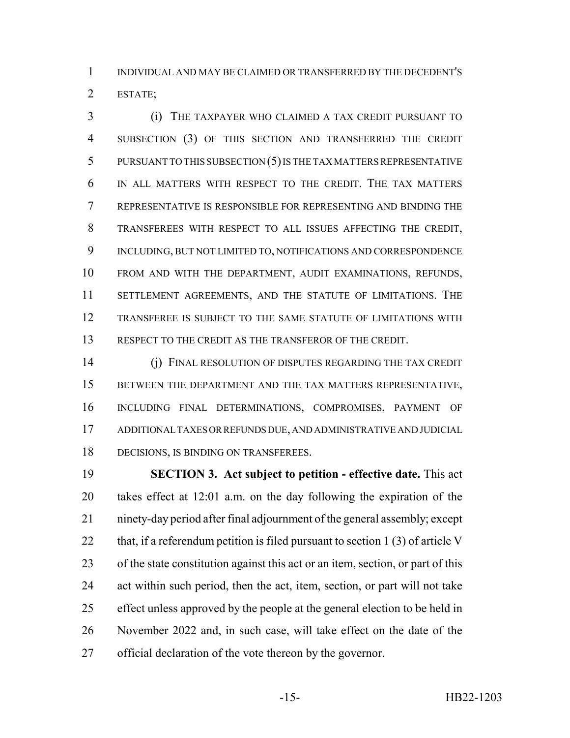INDIVIDUAL AND MAY BE CLAIMED OR TRANSFERRED BY THE DECEDENT'S ESTATE;

(i) THE TAXPAYER WHO CLAIMED A TAX CREDIT PURSUANT TO SUBSECTION (3) OF THIS SECTION AND TRANSFERRED THE CREDIT PURSUANT TO THIS SUBSECTION (5) IS THE TAX MATTERS REPRESENTATIVE IN ALL MATTERS WITH RESPECT TO THE CREDIT. THE TAX MATTERS REPRESENTATIVE IS RESPONSIBLE FOR REPRESENTING AND BINDING THE TRANSFEREES WITH RESPECT TO ALL ISSUES AFFECTING THE CREDIT, INCLUDING, BUT NOT LIMITED TO, NOTIFICATIONS AND CORRESPONDENCE FROM AND WITH THE DEPARTMENT, AUDIT EXAMINATIONS, REFUNDS, SETTLEMENT AGREEMENTS, AND THE STATUTE OF LIMITATIONS. THE TRANSFEREE IS SUBJECT TO THE SAME STATUTE OF LIMITATIONS WITH RESPECT TO THE CREDIT AS THE TRANSFEROR OF THE CREDIT.

(j) FINAL RESOLUTION OF DISPUTES REGARDING THE TAX CREDIT BETWEEN THE DEPARTMENT AND THE TAX MATTERS REPRESENTATIVE, INCLUDING FINAL DETERMINATIONS, COMPROMISES, PAYMENT OF ADDITIONAL TAXES OR REFUNDS DUE, AND ADMINISTRATIVE AND JUDICIAL DECISIONS, IS BINDING ON TRANSFEREES.

**SECTION 3. Act subject to petition - effective date.** This act takes effect at 12:01 a.m. on the day following the expiration of the ninety-day period after final adjournment of the general assembly; except that, if a referendum petition is filed pursuant to section 1 (3) of article V of the state constitution against this act or an item, section, or part of this act within such period, then the act, item, section, or part will not take effect unless approved by the people at the general election to be held in November 2022 and, in such case, will take effect on the date of the official declaration of the vote thereon by the governor.